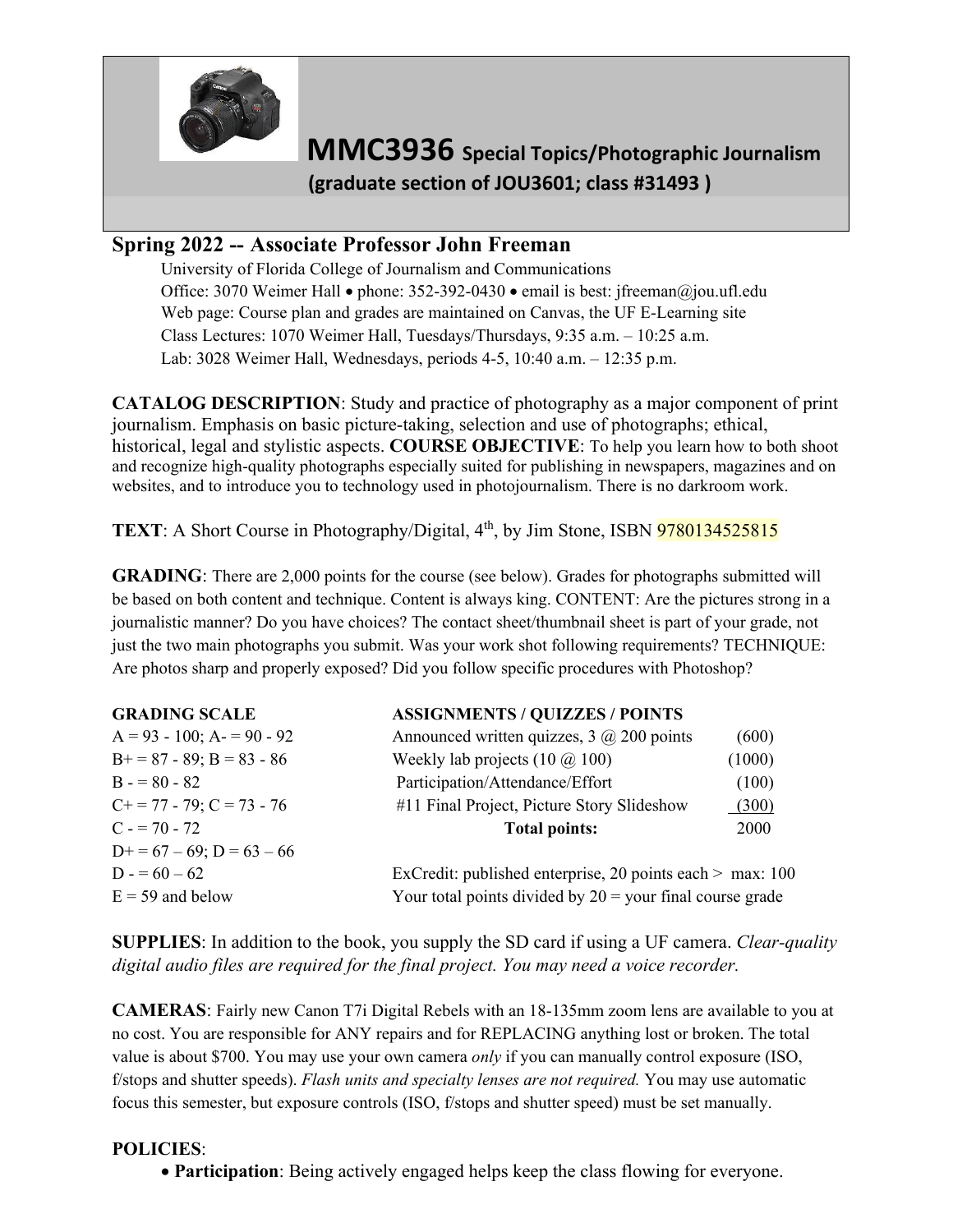# MMC3936 Special Topics/Photographic Journalism

**(graduate section of JOU3601; class #31493 )**

## Spring 2022 -- Associate Professor John Freeman

University of Florida College of Journalism and Communications
Office: 3070 Weimer Hall • phone: 352-392-0430 • email is best: jfreeman@jou.ufl.edu
Web page: Course plan and grades are maintained on Canvas, the UF E-Learning site
Class Lectures: 1070 Weimer Hall, Tuesdays/Thursdays, 9:35 a.m. – 10:25 a.m.
Lab: 3028 Weimer Hall, Wednesdays, periods 4-5, 10:40 a.m. – 12:35 p.m.

**CATALOG DESCRIPTION**: Study and practice of photography as a major component of print journalism. Emphasis on basic picture-taking, selection and use of photographs; ethical, historical, legal and stylistic aspects. **COURSE OBJECTIVE**: To help you learn how to both shoot and recognize high-quality photographs especially suited for publishing in newspapers, magazines and on websites, and to introduce you to technology used in photojournalism. There is no darkroom work.

**TEXT**: A Short Course in Photography/Digital, 4th, by Jim Stone, ISBN 9780134525815

**GRADING**: There are 2,000 points for the course (see below). Grades for photographs submitted will be based on both content and technique. Content is always king. CONTENT: Are the pictures strong in a journalistic manner? Do you have choices? The contact sheet/thumbnail sheet is part of your grade, not just the two main photographs you submit. Was your work shot following requirements? TECHNIQUE: Are photos sharp and properly exposed? Did you follow specific procedures with Photoshop?

| GRADING SCALE | ASSIGNMENTS / QUIZZES / POINTS | |
|---|---|---|
| A = 93 - 100; A- = 90 - 92 | Announced written quizzes, 3 @ 200 points | (600) |
| B+ = 87 - 89; B = 83 - 86 | Weekly lab projects (10 @ 100) | (1000) |
| B - = 80 - 82 | Participation/Attendance/Effort | (100) |
| C+ = 77 - 79; C = 73 - 76 | #11 Final Project, Picture Story Slideshow | (300) |
| C - = 70 - 72 | **Total points:** | 2000 |
| D+ = 67 – 69; D = 63 – 66 | | |
| D - = 60 – 62 | ExCredit: published enterprise, 20 points each > max: 100 | |
| E = 59 and below | Your total points divided by 20 = your final course grade | |

**SUPPLIES**: In addition to the book, you supply the SD card if using a UF camera. *Clear-quality digital audio files are required for the final project. You may need a voice recorder.*

**CAMERAS**: Fairly new Canon T7i Digital Rebels with an 18-135mm zoom lens are available to you at no cost. You are responsible for ANY repairs and for REPLACING anything lost or broken. The total value is about $700. You may use your own camera *only* if you can manually control exposure (ISO, f/stops and shutter speeds). *Flash units and specialty lenses are not required.* You may use automatic focus this semester, but exposure controls (ISO, f/stops and shutter speed) must be set manually.

**POLICIES**:

- **Participation**: Being actively engaged helps keep the class flowing for everyone.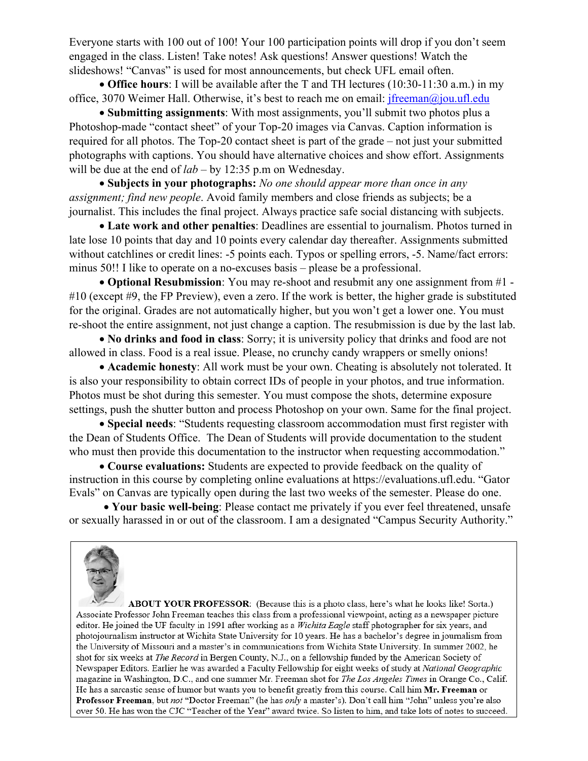Everyone starts with 100 out of 100! Your 100 participation points will drop if you don't seem engaged in the class. Listen! Take notes! Ask questions! Answer questions! Watch the slideshows! "Canvas" is used for most announcements, but check UFL email often.

- **Office hours**: I will be available after the T and TH lectures (10:30-11:30 a.m.) in my office, 3070 Weimer Hall. Otherwise, it's best to reach me on email: jfreeman@jou.ufl.edu

- **Submitting assignments**: With most assignments, you'll submit two photos plus a Photoshop-made "contact sheet" of your Top-20 images via Canvas. Caption information is required for all photos. The Top-20 contact sheet is part of the grade – not just your submitted photographs with captions. You should have alternative choices and show effort. Assignments will be due at the end of *lab* – by 12:35 p.m on Wednesday.

- **Subjects in your photographs:** *No one should appear more than once in any assignment; find new people*. Avoid family members and close friends as subjects; be a journalist. This includes the final project. Always practice safe social distancing with subjects.

- **Late work and other penalties**: Deadlines are essential to journalism. Photos turned in late lose 10 points that day and 10 points every calendar day thereafter. Assignments submitted without catchlines or credit lines: -5 points each. Typos or spelling errors, -5. Name/fact errors: minus 50!! I like to operate on a no-excuses basis – please be a professional.

- **Optional Resubmission**: You may re-shoot and resubmit any one assignment from #1 - #10 (except #9, the FP Preview), even a zero. If the work is better, the higher grade is substituted for the original. Grades are not automatically higher, but you won't get a lower one. You must re-shoot the entire assignment, not just change a caption. The resubmission is due by the last lab.

- **No drinks and food in class**: Sorry; it is university policy that drinks and food are not allowed in class. Food is a real issue. Please, no crunchy candy wrappers or smelly onions!

- **Academic honesty**: All work must be your own. Cheating is absolutely not tolerated. It is also your responsibility to obtain correct IDs of people in your photos, and true information. Photos must be shot during this semester. You must compose the shots, determine exposure settings, push the shutter button and process Photoshop on your own. Same for the final project.

- **Special needs**: "Students requesting classroom accommodation must first register with the Dean of Students Office. The Dean of Students will provide documentation to the student who must then provide this documentation to the instructor when requesting accommodation."

- **Course evaluations:** Students are expected to provide feedback on the quality of instruction in this course by completing online evaluations at https://evaluations.ufl.edu. "Gator Evals" on Canvas are typically open during the last two weeks of the semester. Please do one.

- **Your basic well-being**: Please contact me privately if you ever feel threatened, unsafe or sexually harassed in or out of the classroom. I am a designated "Campus Security Authority."

**ABOUT YOUR PROFESSOR**: (Because this is a photo class, here's what he looks like! Sorta.) Associate Professor John Freeman teaches this class from a professional viewpoint, acting as a newspaper picture editor. He joined the UF faculty in 1991 after working as a *Wichita Eagle* staff photographer for six years, and photojournalism instructor at Wichita State University for 10 years. He has a bachelor's degree in journalism from the University of Missouri and a master's in communications from Wichita State University. In summer 2002, he shot for six weeks at *The Record* in Bergen County, N.J., on a fellowship funded by the American Society of Newspaper Editors. Earlier he was awarded a Faculty Fellowship for eight weeks of study at *National Geographic* magazine in Washington, D.C., and one summer Mr. Freeman shot for *The Los Angeles Times* in Orange Co., Calif. He has a sarcastic sense of humor but wants you to benefit greatly from this course. Call him **Mr. Freeman** or **Professor Freeman**, but *not* "Doctor Freeman" (he has *only* a master's). Don't call him "John" unless you're also over 50. He has won the CJC "Teacher of the Year" award twice. So listen to him, and take lots of notes to succeed.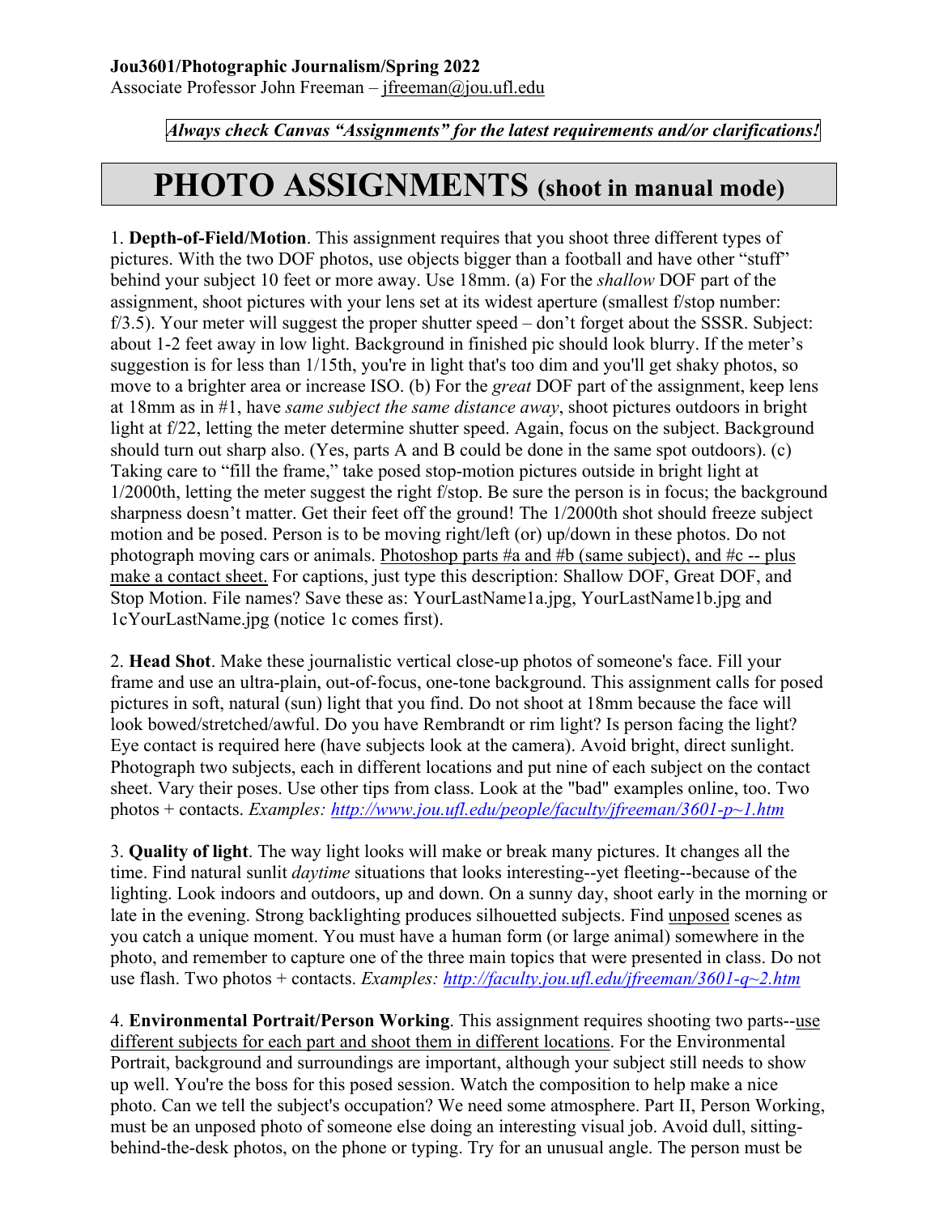**Jou3601/Photographic Journalism/Spring 2022**
Associate Professor John Freeman – jfreeman@jou.ufl.edu

***Always check Canvas "Assignments" for the latest requirements and/or clarifications!***

# PHOTO ASSIGNMENTS (shoot in manual mode)

1. **Depth-of-Field/Motion**. This assignment requires that you shoot three different types of pictures. With the two DOF photos, use objects bigger than a football and have other "stuff" behind your subject 10 feet or more away. Use 18mm. (a) For the *shallow* DOF part of the assignment, shoot pictures with your lens set at its widest aperture (smallest f/stop number: f/3.5). Your meter will suggest the proper shutter speed – don't forget about the SSSR. Subject: about 1-2 feet away in low light. Background in finished pic should look blurry. If the meter's suggestion is for less than 1/15th, you're in light that's too dim and you'll get shaky photos, so move to a brighter area or increase ISO. (b) For the *great* DOF part of the assignment, keep lens at 18mm as in #1, have *same subject the same distance away*, shoot pictures outdoors in bright light at f/22, letting the meter determine shutter speed. Again, focus on the subject. Background should turn out sharp also. (Yes, parts A and B could be done in the same spot outdoors). (c) Taking care to "fill the frame," take posed stop-motion pictures outside in bright light at 1/2000th, letting the meter suggest the right f/stop. Be sure the person is in focus; the background sharpness doesn't matter. Get their feet off the ground! The 1/2000th shot should freeze subject motion and be posed. Person is to be moving right/left (or) up/down in these photos. Do not photograph moving cars or animals. <u>Photoshop parts #a and #b (same subject), and #c -- plus make a contact sheet.</u> For captions, just type this description: Shallow DOF, Great DOF, and Stop Motion. File names? Save these as: YourLastName1a.jpg, YourLastName1b.jpg and 1cYourLastName.jpg (notice 1c comes first).

2. **Head Shot**. Make these journalistic vertical close-up photos of someone's face. Fill your frame and use an ultra-plain, out-of-focus, one-tone background. This assignment calls for posed pictures in soft, natural (sun) light that you find. Do not shoot at 18mm because the face will look bowed/stretched/awful. Do you have Rembrandt or rim light? Is person facing the light? Eye contact is required here (have subjects look at the camera). Avoid bright, direct sunlight. Photograph two subjects, each in different locations and put nine of each subject on the contact sheet. Vary their poses. Use other tips from class. Look at the "bad" examples online, too. Two photos + contacts. *Examples: http://www.jou.ufl.edu/people/faculty/jfreeman/3601-p~1.htm*

3. **Quality of light**. The way light looks will make or break many pictures. It changes all the time. Find natural sunlit *daytime* situations that looks interesting--yet fleeting--because of the lighting. Look indoors and outdoors, up and down. On a sunny day, shoot early in the morning or late in the evening. Strong backlighting produces silhouetted subjects. Find <u>unposed</u> scenes as you catch a unique moment. You must have a human form (or large animal) somewhere in the photo, and remember to capture one of the three main topics that were presented in class. Do not use flash. Two photos + contacts. *Examples: http://faculty.jou.ufl.edu/jfreeman/3601-q~2.htm*

4. **Environmental Portrait/Person Working**. This assignment requires shooting two parts--<u>use different subjects for each part and shoot them in different locations</u>. For the Environmental Portrait, background and surroundings are important, although your subject still needs to show up well. You're the boss for this posed session. Watch the composition to help make a nice photo. Can we tell the subject's occupation? We need some atmosphere. Part II, Person Working, must be an unposed photo of someone else doing an interesting visual job. Avoid dull, sitting-behind-the-desk photos, on the phone or typing. Try for an unusual angle. The person must be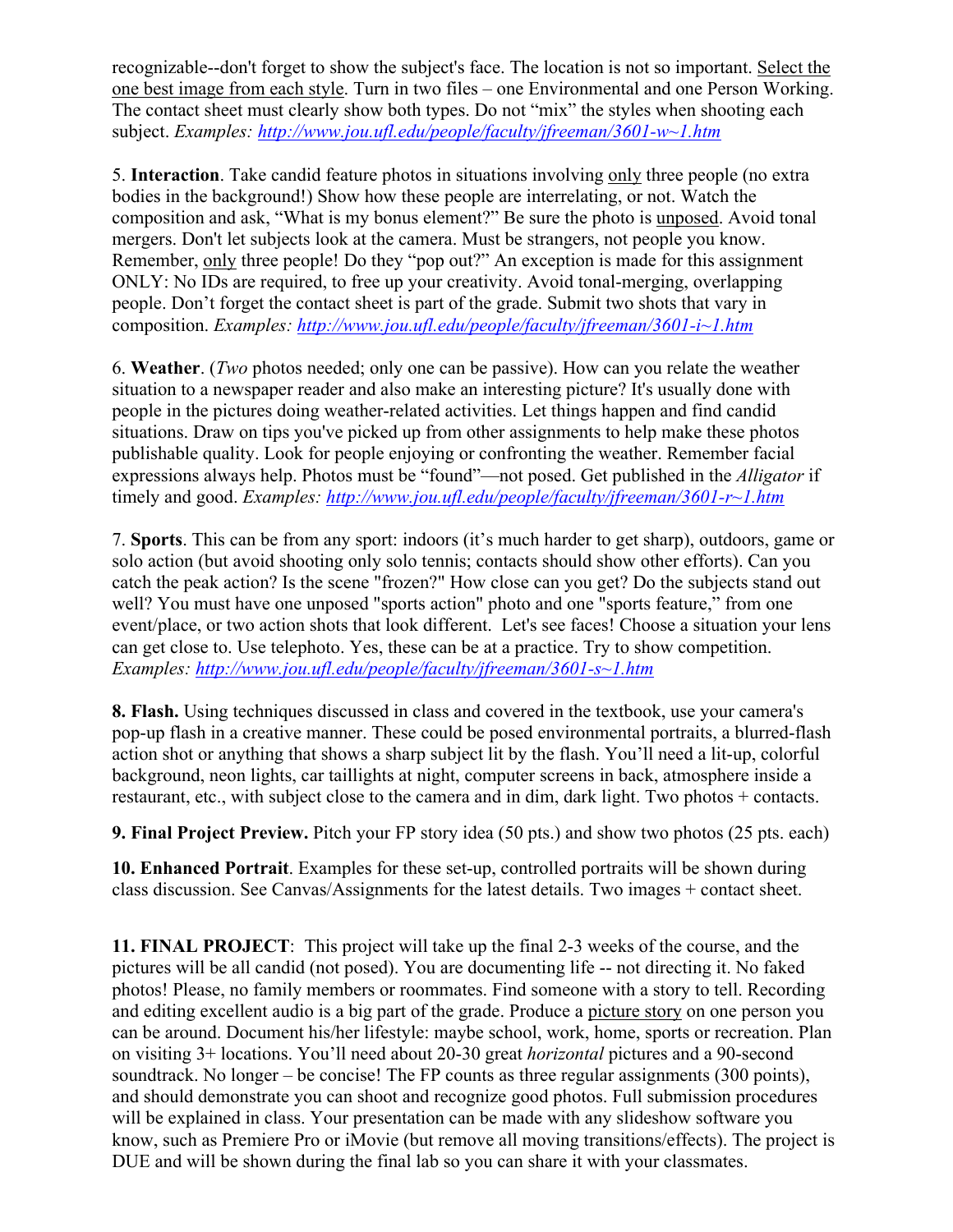recognizable--don't forget to show the subject's face. The location is not so important. Select the one best image from each style. Turn in two files – one Environmental and one Person Working. The contact sheet must clearly show both types. Do not "mix" the styles when shooting each subject. *Examples:* http://www.jou.ufl.edu/people/faculty/jfreeman/3601-w~1.htm

5. **Interaction**. Take candid feature photos in situations involving only three people (no extra bodies in the background!) Show how these people are interrelating, or not. Watch the composition and ask, "What is my bonus element?" Be sure the photo is unposed. Avoid tonal mergers. Don't let subjects look at the camera. Must be strangers, not people you know. Remember, only three people! Do they "pop out?" An exception is made for this assignment ONLY: No IDs are required, to free up your creativity. Avoid tonal-merging, overlapping people. Don't forget the contact sheet is part of the grade. Submit two shots that vary in composition. *Examples:* http://www.jou.ufl.edu/people/faculty/jfreeman/3601-i~1.htm

6. **Weather**. (*Two* photos needed; only one can be passive). How can you relate the weather situation to a newspaper reader and also make an interesting picture? It's usually done with people in the pictures doing weather-related activities. Let things happen and find candid situations. Draw on tips you've picked up from other assignments to help make these photos publishable quality. Look for people enjoying or confronting the weather. Remember facial expressions always help. Photos must be "found"—not posed. Get published in the *Alligator* if timely and good. *Examples:* http://www.jou.ufl.edu/people/faculty/jfreeman/3601-r~1.htm

7. **Sports**. This can be from any sport: indoors (it's much harder to get sharp), outdoors, game or solo action (but avoid shooting only solo tennis; contacts should show other efforts). Can you catch the peak action? Is the scene "frozen?" How close can you get? Do the subjects stand out well? You must have one unposed "sports action" photo and one "sports feature," from one event/place, or two action shots that look different. Let's see faces! Choose a situation your lens can get close to. Use telephoto. Yes, these can be at a practice. Try to show competition. *Examples:* http://www.jou.ufl.edu/people/faculty/jfreeman/3601-s~1.htm

**8. Flash.** Using techniques discussed in class and covered in the textbook, use your camera's pop-up flash in a creative manner. These could be posed environmental portraits, a blurred-flash action shot or anything that shows a sharp subject lit by the flash. You'll need a lit-up, colorful background, neon lights, car taillights at night, computer screens in back, atmosphere inside a restaurant, etc., with subject close to the camera and in dim, dark light. Two photos + contacts.

**9. Final Project Preview.** Pitch your FP story idea (50 pts.) and show two photos (25 pts. each)

**10. Enhanced Portrait**. Examples for these set-up, controlled portraits will be shown during class discussion. See Canvas/Assignments for the latest details. Two images + contact sheet.

**11. FINAL PROJECT**: This project will take up the final 2-3 weeks of the course, and the pictures will be all candid (not posed). You are documenting life -- not directing it. No faked photos! Please, no family members or roommates. Find someone with a story to tell. Recording and editing excellent audio is a big part of the grade. Produce a picture story on one person you can be around. Document his/her lifestyle: maybe school, work, home, sports or recreation. Plan on visiting 3+ locations. You'll need about 20-30 great *horizontal* pictures and a 90-second soundtrack. No longer – be concise! The FP counts as three regular assignments (300 points), and should demonstrate you can shoot and recognize good photos. Full submission procedures will be explained in class. Your presentation can be made with any slideshow software you know, such as Premiere Pro or iMovie (but remove all moving transitions/effects). The project is DUE and will be shown during the final lab so you can share it with your classmates.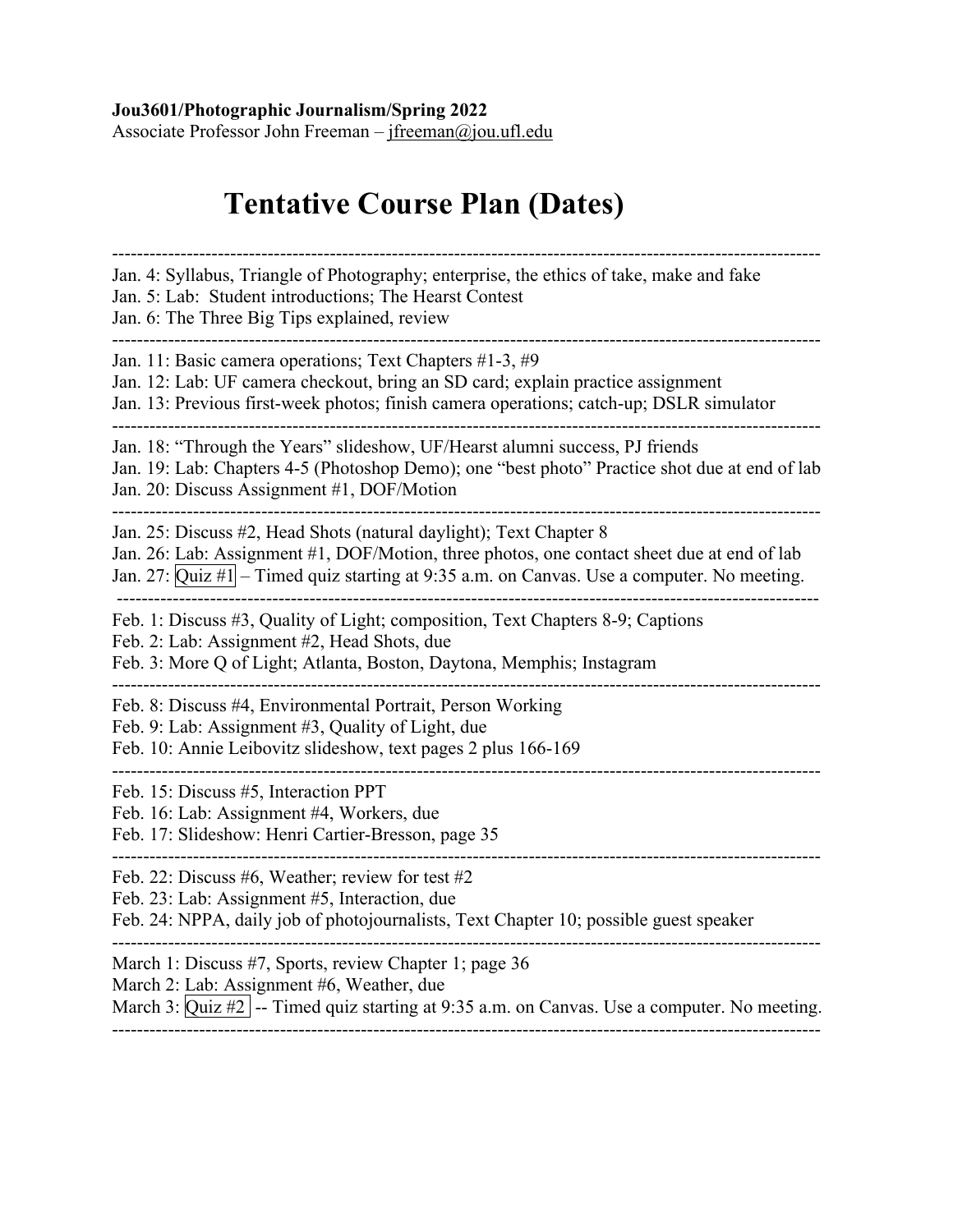**Jou3601/Photographic Journalism/Spring 2022**
Associate Professor John Freeman – jfreeman@jou.ufl.edu

# Tentative Course Plan (Dates)

---

Jan. 4: Syllabus, Triangle of Photography; enterprise, the ethics of take, make and fake
Jan. 5: Lab: Student introductions; The Hearst Contest
Jan. 6: The Three Big Tips explained, review

---

Jan. 11: Basic camera operations; Text Chapters #1-3, #9
Jan. 12: Lab: UF camera checkout, bring an SD card; explain practice assignment
Jan. 13: Previous first-week photos; finish camera operations; catch-up; DSLR simulator

---

Jan. 18: "Through the Years" slideshow, UF/Hearst alumni success, PJ friends
Jan. 19: Lab: Chapters 4-5 (Photoshop Demo); one "best photo" Practice shot due at end of lab
Jan. 20: Discuss Assignment #1, DOF/Motion

---

Jan. 25: Discuss #2, Head Shots (natural daylight); Text Chapter 8
Jan. 26: Lab: Assignment #1, DOF/Motion, three photos, one contact sheet due at end of lab
Jan. 27: Quiz #1 – Timed quiz starting at 9:35 a.m. on Canvas. Use a computer. No meeting.

---

Feb. 1: Discuss #3, Quality of Light; composition, Text Chapters 8-9; Captions
Feb. 2: Lab: Assignment #2, Head Shots, due
Feb. 3: More Q of Light; Atlanta, Boston, Daytona, Memphis; Instagram

---

Feb. 8: Discuss #4, Environmental Portrait, Person Working
Feb. 9: Lab: Assignment #3, Quality of Light, due
Feb. 10: Annie Leibovitz slideshow, text pages 2 plus 166-169

---

Feb. 15: Discuss #5, Interaction PPT
Feb. 16: Lab: Assignment #4, Workers, due
Feb. 17: Slideshow: Henri Cartier-Bresson, page 35

---

Feb. 22: Discuss #6, Weather; review for test #2
Feb. 23: Lab: Assignment #5, Interaction, due
Feb. 24: NPPA, daily job of photojournalists, Text Chapter 10; possible guest speaker

---

March 1: Discuss #7, Sports, review Chapter 1; page 36
March 2: Lab: Assignment #6, Weather, due
March 3: Quiz #2 -- Timed quiz starting at 9:35 a.m. on Canvas. Use a computer. No meeting.

---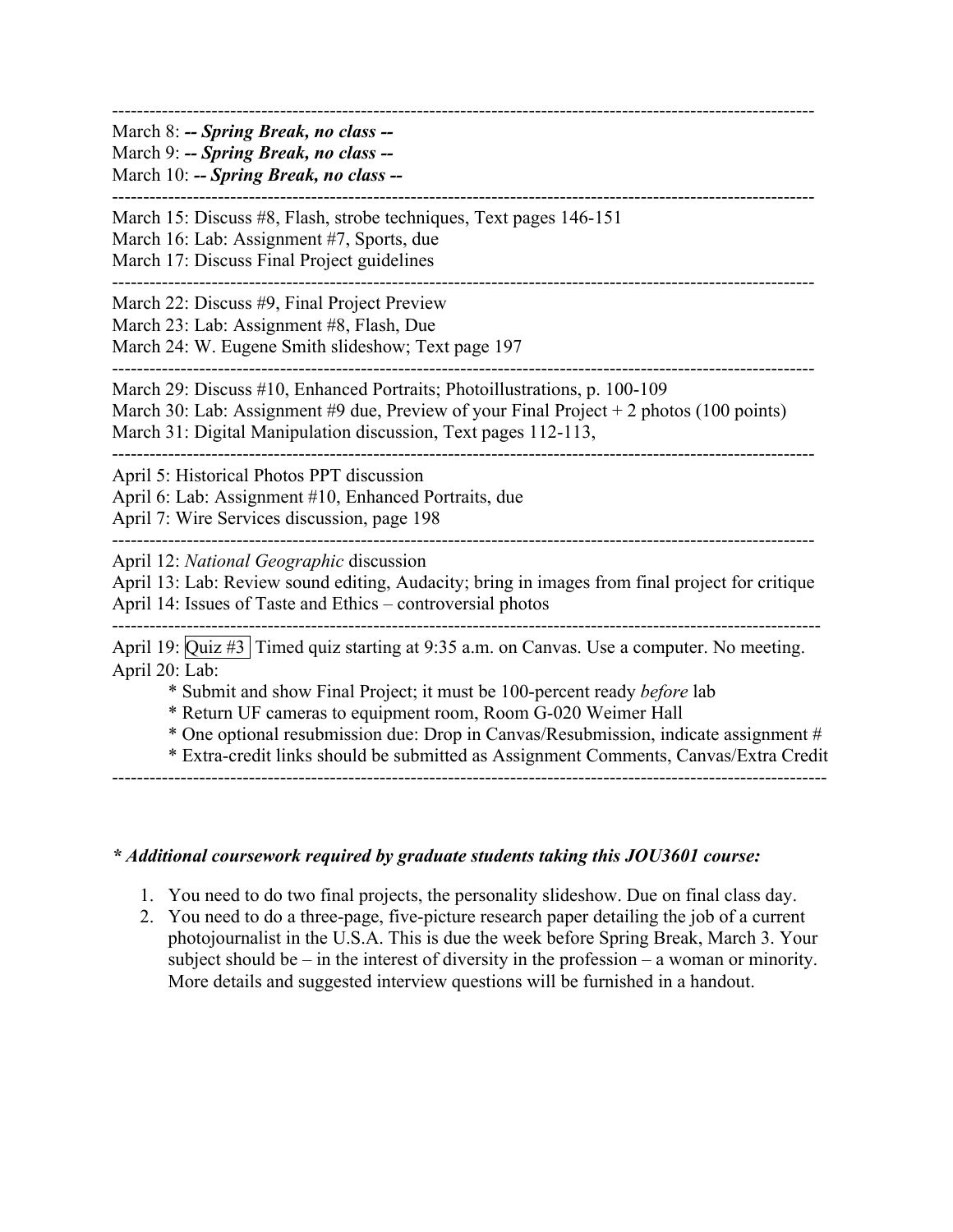---

March 8: ***-- Spring Break, no class --***
March 9: ***-- Spring Break, no class --***
March 10: ***-- Spring Break, no class --***

---

March 15: Discuss #8, Flash, strobe techniques, Text pages 146-151
March 16: Lab: Assignment #7, Sports, due
March 17: Discuss Final Project guidelines

---

March 22: Discuss #9, Final Project Preview
March 23: Lab: Assignment #8, Flash, Due
March 24: W. Eugene Smith slideshow; Text page 197

---

March 29: Discuss #10, Enhanced Portraits; Photoillustrations, p. 100-109
March 30: Lab: Assignment #9 due, Preview of your Final Project + 2 photos (100 points)
March 31: Digital Manipulation discussion, Text pages 112-113,

---

April 5: Historical Photos PPT discussion
April 6: Lab: Assignment #10, Enhanced Portraits, due
April 7: Wire Services discussion, page 198

---

April 12: *National Geographic* discussion
April 13: Lab: Review sound editing, Audacity; bring in images from final project for critique
April 14: Issues of Taste and Ethics – controversial photos

---

April 19: Quiz #3 Timed quiz starting at 9:35 a.m. on Canvas. Use a computer. No meeting.
April 20: Lab:

* Submit and show Final Project; it must be 100-percent ready *before* lab
* Return UF cameras to equipment room, Room G-020 Weimer Hall
* One optional resubmission due: Drop in Canvas/Resubmission, indicate assignment #
* Extra-credit links should be submitted as Assignment Comments, Canvas/Extra Credit

---

***\* Additional coursework required by graduate students taking this JOU3601 course:***

1. You need to do two final projects, the personality slideshow. Due on final class day.
2. You need to do a three-page, five-picture research paper detailing the job of a current photojournalist in the U.S.A. This is due the week before Spring Break, March 3. Your subject should be – in the interest of diversity in the profession – a woman or minority. More details and suggested interview questions will be furnished in a handout.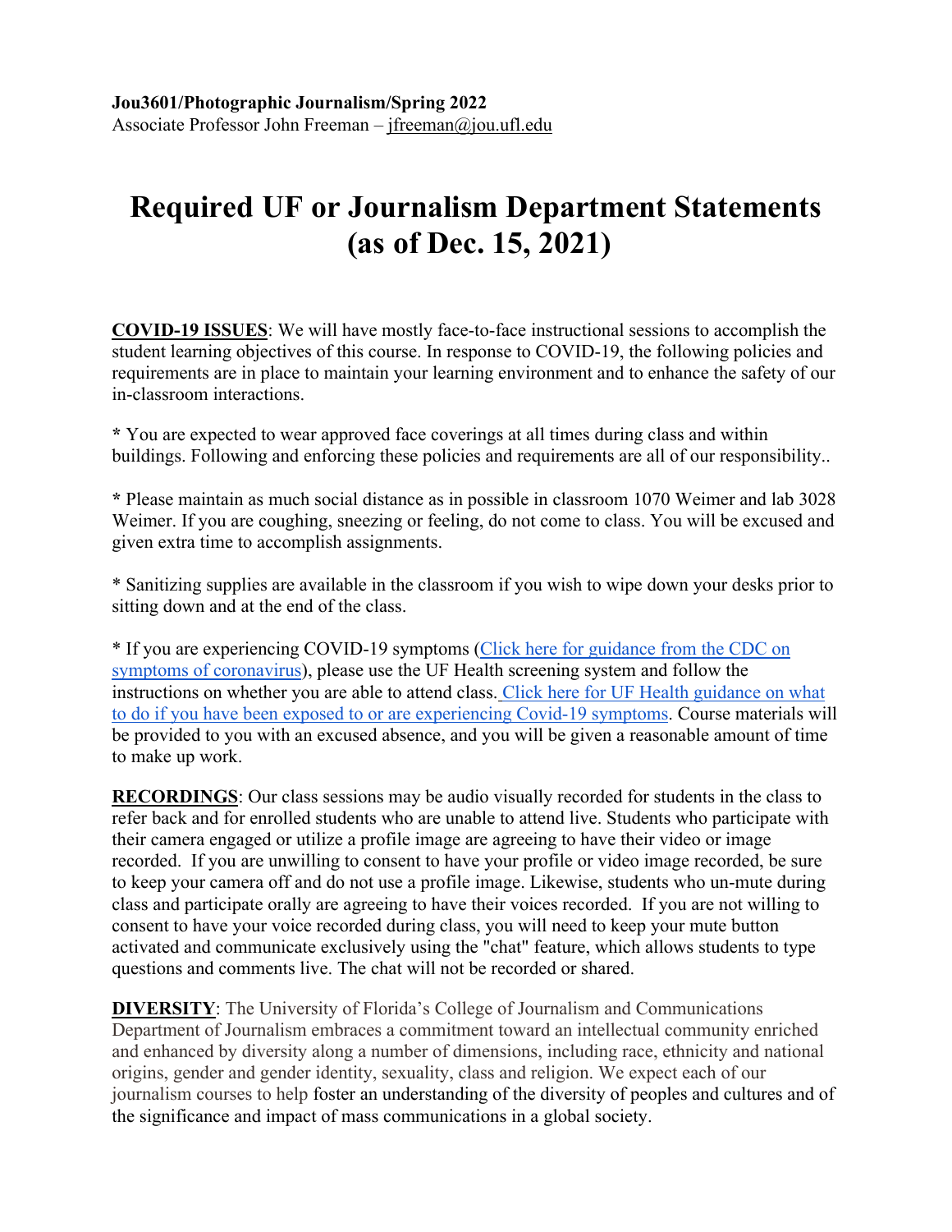**Jou3601/Photographic Journalism/Spring 2022**
Associate Professor John Freeman – jfreeman@jou.ufl.edu

# Required UF or Journalism Department Statements (as of Dec. 15, 2021)

**COVID-19 ISSUES**: We will have mostly face-to-face instructional sessions to accomplish the student learning objectives of this course. In response to COVID-19, the following policies and requirements are in place to maintain your learning environment and to enhance the safety of our in-classroom interactions.

**\*** You are expected to wear approved face coverings at all times during class and within buildings. Following and enforcing these policies and requirements are all of our responsibility..

**\*** Please maintain as much social distance as in possible in classroom 1070 Weimer and lab 3028 Weimer. If you are coughing, sneezing or feeling, do not come to class. You will be excused and given extra time to accomplish assignments.

\* Sanitizing supplies are available in the classroom if you wish to wipe down your desks prior to sitting down and at the end of the class.

\* If you are experiencing COVID-19 symptoms (Click here for guidance from the CDC on symptoms of coronavirus), please use the UF Health screening system and follow the instructions on whether you are able to attend class. Click here for UF Health guidance on what to do if you have been exposed to or are experiencing Covid-19 symptoms. Course materials will be provided to you with an excused absence, and you will be given a reasonable amount of time to make up work.

**RECORDINGS**: Our class sessions may be audio visually recorded for students in the class to refer back and for enrolled students who are unable to attend live. Students who participate with their camera engaged or utilize a profile image are agreeing to have their video or image recorded. If you are unwilling to consent to have your profile or video image recorded, be sure to keep your camera off and do not use a profile image. Likewise, students who un-mute during class and participate orally are agreeing to have their voices recorded. If you are not willing to consent to have your voice recorded during class, you will need to keep your mute button activated and communicate exclusively using the "chat" feature, which allows students to type questions and comments live. The chat will not be recorded or shared.

**DIVERSITY**: The University of Florida's College of Journalism and Communications Department of Journalism embraces a commitment toward an intellectual community enriched and enhanced by diversity along a number of dimensions, including race, ethnicity and national origins, gender and gender identity, sexuality, class and religion. We expect each of our journalism courses to help foster an understanding of the diversity of peoples and cultures and of the significance and impact of mass communications in a global society.